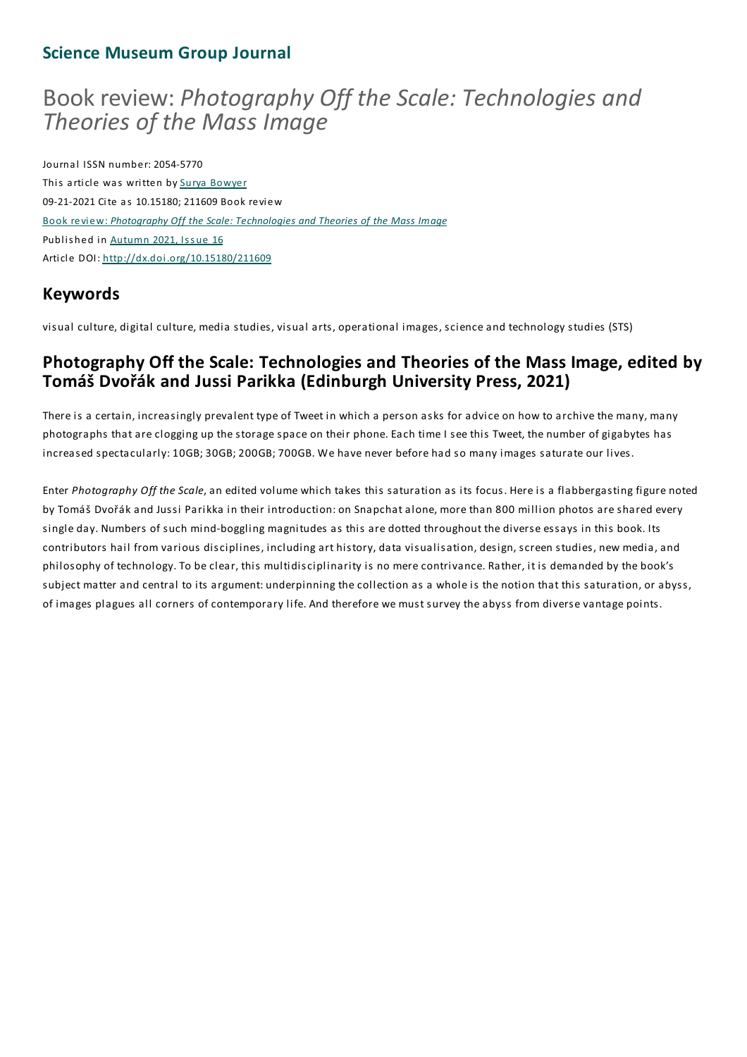**Science Museum Group Journal**

# Book review: *Photography Off the Scale: Technologies and Theories of the Mass Image*

Journal ISSN number: 2054-5770
This article was written by Surya Bowyer
09-21-2021 Cite as 10.15180; 211609 Book review
Book review: *Photography Off the Scale: Technologies and Theories of the Mass Image*
Published in Autumn 2021, Issue 16
Article DOI: http://dx.doi.org/10.15180/211609

## Keywords

visual culture, digital culture, media studies, visual arts, operational images, science and technology studies (STS)

## Photography Off the Scale: Technologies and Theories of the Mass Image, edited by Tomáš Dvořák and Jussi Parikka (Edinburgh University Press, 2021)

There is a certain, increasingly prevalent type of Tweet in which a person asks for advice on how to archive the many, many photographs that are clogging up the storage space on their phone. Each time I see this Tweet, the number of gigabytes has increased spectacularly: 10GB; 30GB; 200GB; 700GB. We have never before had so many images saturate our lives.

Enter *Photography Off the Scale*, an edited volume which takes this saturation as its focus. Here is a flabbergasting figure noted by Tomáš Dvořák and Jussi Parikka in their introduction: on Snapchat alone, more than 800 million photos are shared every single day. Numbers of such mind-boggling magnitudes as this are dotted throughout the diverse essays in this book. Its contributors hail from various disciplines, including art history, data visualisation, design, screen studies, new media, and philosophy of technology. To be clear, this multidisciplinarity is no mere contrivance. Rather, it is demanded by the book's subject matter and central to its argument: underpinning the collection as a whole is the notion that this saturation, or abyss, of images plagues all corners of contemporary life. And therefore we must survey the abyss from diverse vantage points.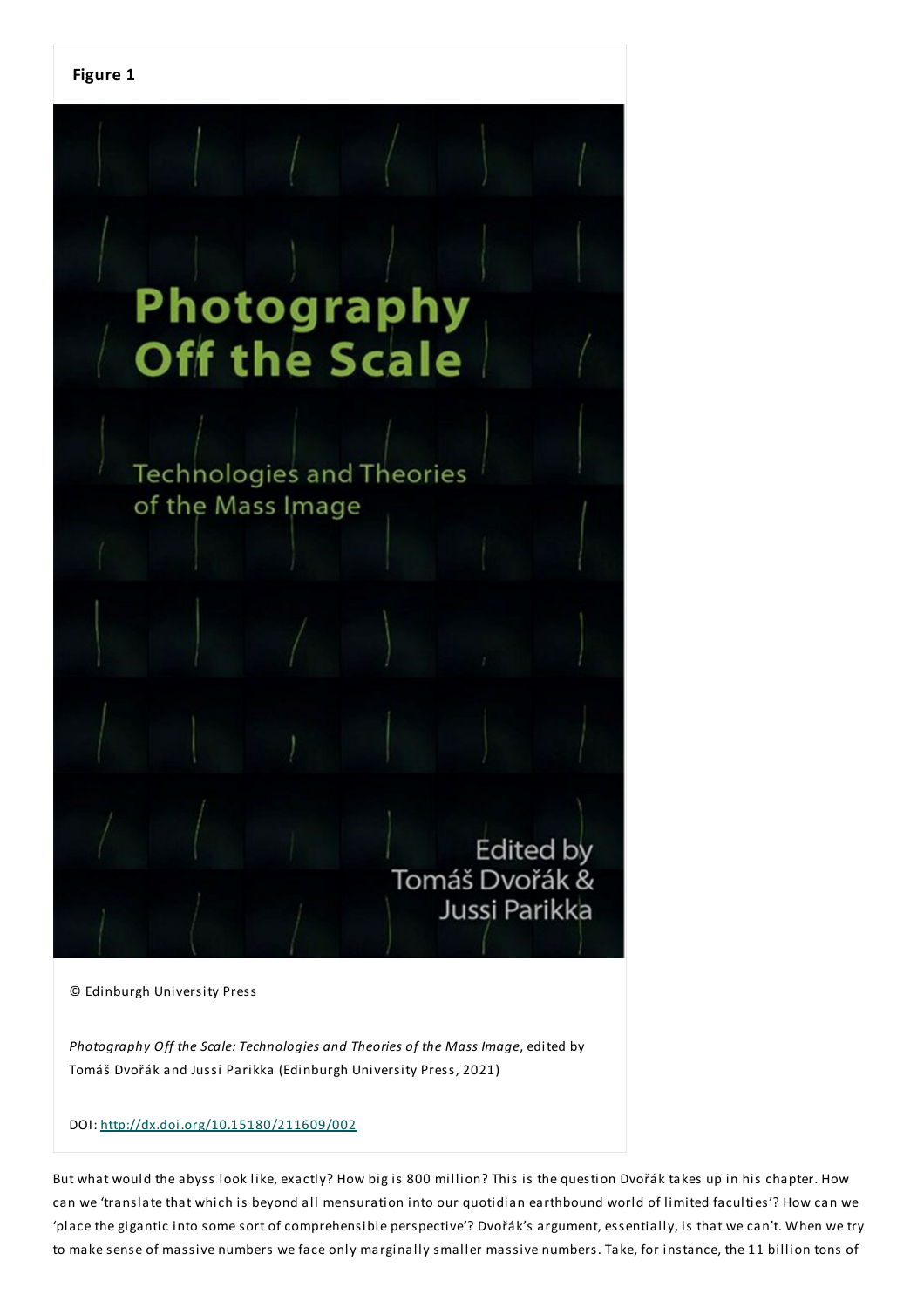**Figure 1**

© Edinburgh University Press

*Photography Off the Scale: Technologies and Theories of the Mass Image*, edited by Tomáš Dvořák and Jussi Parikka (Edinburgh University Press, 2021)

DOI: http://dx.doi.org/10.15180/211609/002

But what would the abyss look like, exactly? How big is 800 million? This is the question Dvořák takes up in his chapter. How can we 'translate that which is beyond all mensuration into our quotidian earthbound world of limited faculties'? How can we 'place the gigantic into some sort of comprehensible perspective'? Dvořák's argument, essentially, is that we can't. When we try to make sense of massive numbers we face only marginally smaller massive numbers. Take, for instance, the 11 billion tons of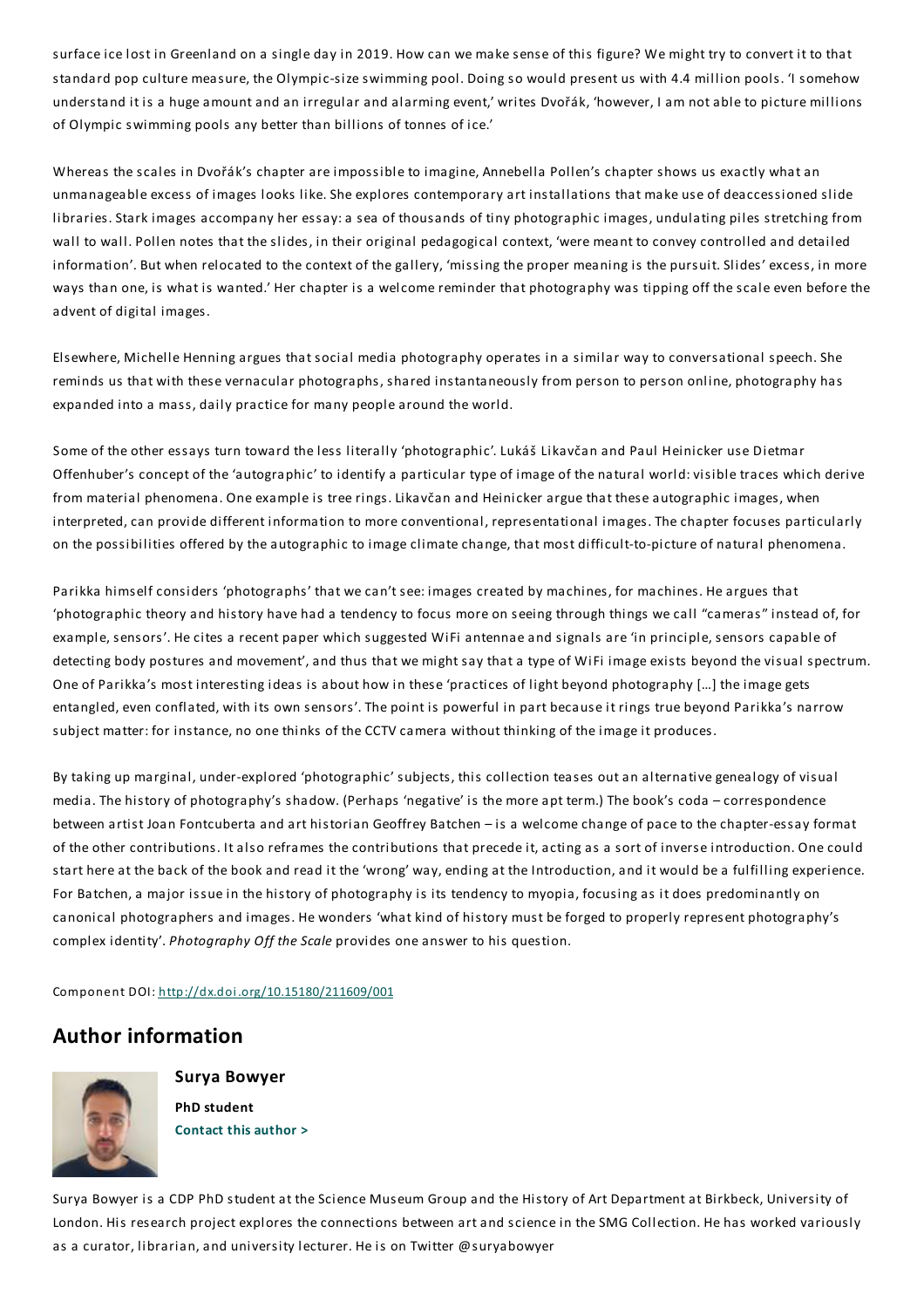surface ice lost in Greenland on a single day in 2019. How can we make sense of this figure? We might try to convert it to that standard pop culture measure, the Olympic-size swimming pool. Doing so would present us with 4.4 million pools. 'I somehow understand it is a huge amount and an irregular and alarming event,' writes Dvořák, 'however, I am not able to picture millions of Olympic swimming pools any better than billions of tonnes of ice.'

Whereas the scales in Dvořák's chapter are impossible to imagine, Annebella Pollen's chapter shows us exactly what an unmanageable excess of images looks like. She explores contemporary art installations that make use of deaccessioned slide libraries. Stark images accompany her essay: a sea of thousands of tiny photographic images, undulating piles stretching from wall to wall. Pollen notes that the slides, in their original pedagogical context, 'were meant to convey controlled and detailed information'. But when relocated to the context of the gallery, 'missing the proper meaning is the pursuit. Slides' excess, in more ways than one, is what is wanted.' Her chapter is a welcome reminder that photography was tipping off the scale even before the advent of digital images.

Elsewhere, Michelle Henning argues that social media photography operates in a similar way to conversational speech. She reminds us that with these vernacular photographs, shared instantaneously from person to person online, photography has expanded into a mass, daily practice for many people around the world.

Some of the other essays turn toward the less literally 'photographic'. Lukáš Likavčan and Paul Heinicker use Dietmar Offenhuber's concept of the 'autographic' to identify a particular type of image of the natural world: visible traces which derive from material phenomena. One example is tree rings. Likavčan and Heinicker argue that these autographic images, when interpreted, can provide different information to more conventional, representational images. The chapter focuses particularly on the possibilities offered by the autographic to image climate change, that most difficult-to-picture of natural phenomena.

Parikka himself considers 'photographs' that we can't see: images created by machines, for machines. He argues that 'photographic theory and history have had a tendency to focus more on seeing through things we call "cameras" instead of, for example, sensors'. He cites a recent paper which suggested WiFi antennae and signals are 'in principle, sensors capable of detecting body postures and movement', and thus that we might say that a type of WiFi image exists beyond the visual spectrum. One of Parikka's most interesting ideas is about how in these 'practices of light beyond photography […] the image gets entangled, even conflated, with its own sensors'. The point is powerful in part because it rings true beyond Parikka's narrow subject matter: for instance, no one thinks of the CCTV camera without thinking of the image it produces.

By taking up marginal, under-explored 'photographic' subjects, this collection teases out an alternative genealogy of visual media. The history of photography's shadow. (Perhaps 'negative' is the more apt term.) The book's coda – correspondence between artist Joan Fontcuberta and art historian Geoffrey Batchen – is a welcome change of pace to the chapter-essay format of the other contributions. It also reframes the contributions that precede it, acting as a sort of inverse introduction. One could start here at the back of the book and read it the 'wrong' way, ending at the Introduction, and it would be a fulfilling experience. For Batchen, a major issue in the history of photography is its tendency to myopia, focusing as it does predominantly on canonical photographers and images. He wonders 'what kind of history must be forged to properly represent photography's complex identity'. *Photography Off the Scale* provides one answer to his question.

Component DOI: http://dx.doi.org/10.15180/211609/001

## Author information

**Surya Bowyer**

**PhD student**

**Contact this author >**

Surya Bowyer is a CDP PhD student at the Science Museum Group and the History of Art Department at Birkbeck, University of London. His research project explores the connections between art and science in the SMG Collection. He has worked variously as a curator, librarian, and university lecturer. He is on Twitter @suryabowyer